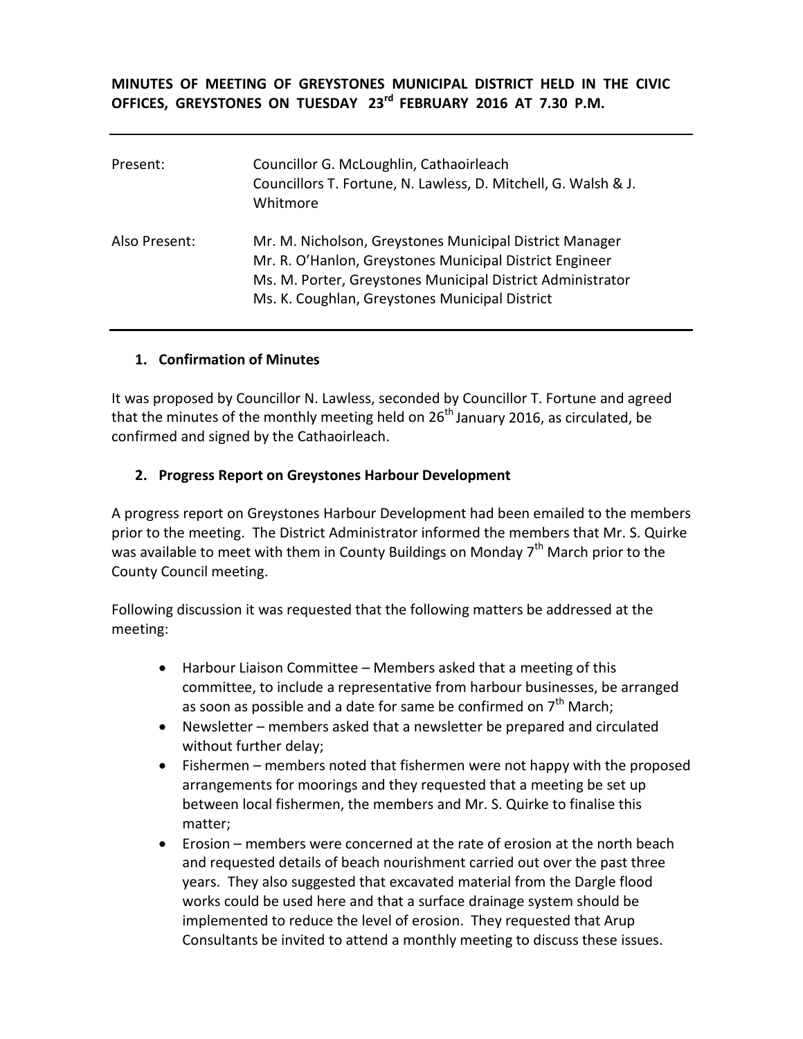**MINUTES OF MEETING OF GREYSTONES MUNICIPAL DISTRICT HELD IN THE CIVIC OFFICES, GREYSTONES ON TUESDAY 23rd FEBRUARY 2016 AT 7.30 P.M.**

| | |
|---|---|
| Present: | Councillor G. McLoughlin, Cathaoirleach<br>Councillors T. Fortune, N. Lawless, D. Mitchell, G. Walsh & J. Whitmore |
| Also Present: | Mr. M. Nicholson, Greystones Municipal District Manager<br>Mr. R. O'Hanlon, Greystones Municipal District Engineer<br>Ms. M. Porter, Greystones Municipal District Administrator<br>Ms. K. Coughlan, Greystones Municipal District |

**1. Confirmation of Minutes**

It was proposed by Councillor N. Lawless, seconded by Councillor T. Fortune and agreed that the minutes of the monthly meeting held on 26th January 2016, as circulated, be confirmed and signed by the Cathaoirleach.

**2. Progress Report on Greystones Harbour Development**

A progress report on Greystones Harbour Development had been emailed to the members prior to the meeting. The District Administrator informed the members that Mr. S. Quirke was available to meet with them in County Buildings on Monday 7th March prior to the County Council meeting.

Following discussion it was requested that the following matters be addressed at the meeting:

- Harbour Liaison Committee – Members asked that a meeting of this committee, to include a representative from harbour businesses, be arranged as soon as possible and a date for same be confirmed on 7th March;
- Newsletter – members asked that a newsletter be prepared and circulated without further delay;
- Fishermen – members noted that fishermen were not happy with the proposed arrangements for moorings and they requested that a meeting be set up between local fishermen, the members and Mr. S. Quirke to finalise this matter;
- Erosion – members were concerned at the rate of erosion at the north beach and requested details of beach nourishment carried out over the past three years. They also suggested that excavated material from the Dargle flood works could be used here and that a surface drainage system should be implemented to reduce the level of erosion. They requested that Arup Consultants be invited to attend a monthly meeting to discuss these issues.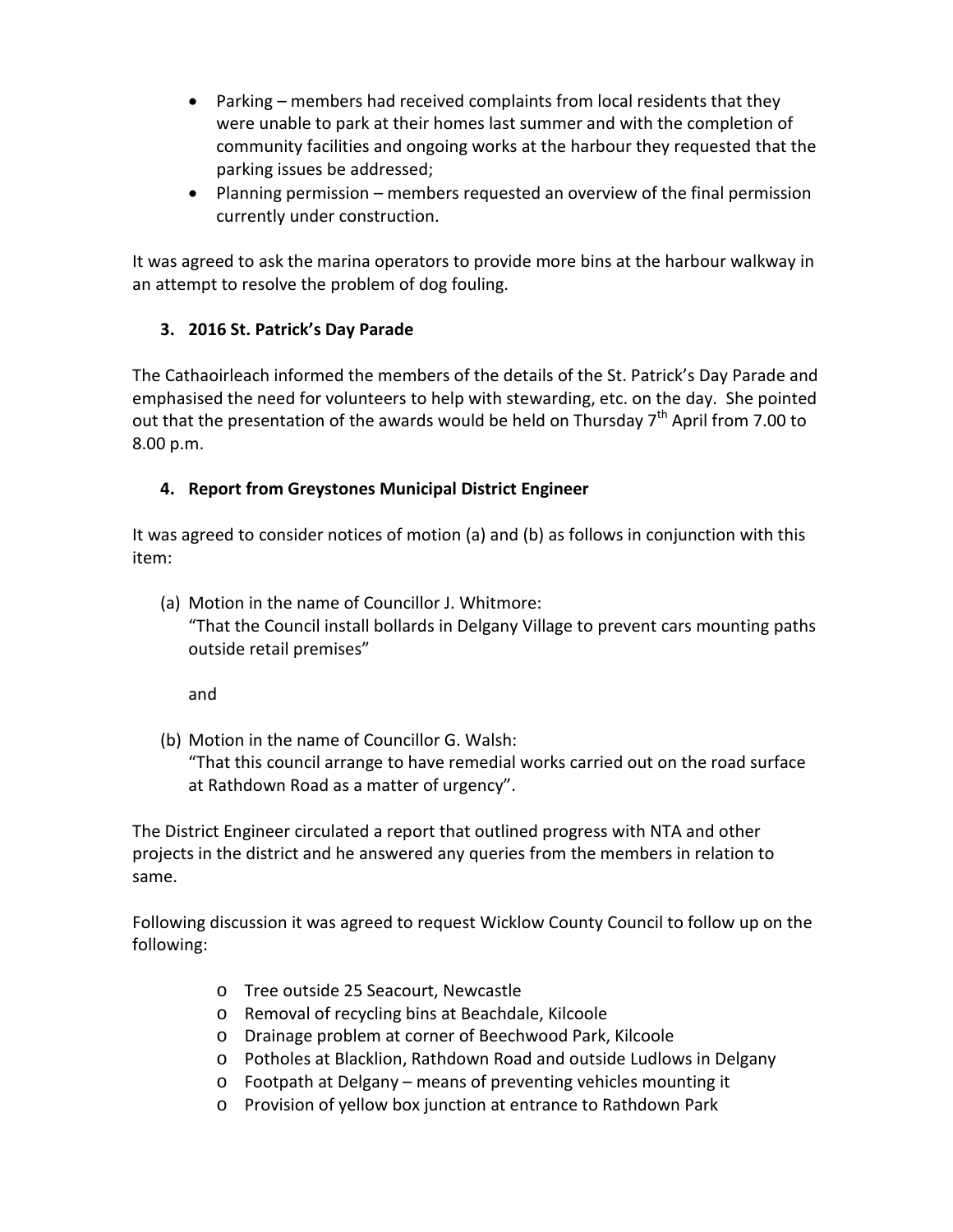- Parking – members had received complaints from local residents that they were unable to park at their homes last summer and with the completion of community facilities and ongoing works at the harbour they requested that the parking issues be addressed;
- Planning permission – members requested an overview of the final permission currently under construction.

It was agreed to ask the marina operators to provide more bins at the harbour walkway in an attempt to resolve the problem of dog fouling.

**3. 2016 St. Patrick's Day Parade**

The Cathaoirleach informed the members of the details of the St. Patrick's Day Parade and emphasised the need for volunteers to help with stewarding, etc. on the day. She pointed out that the presentation of the awards would be held on Thursday 7th April from 7.00 to 8.00 p.m.

**4. Report from Greystones Municipal District Engineer**

It was agreed to consider notices of motion (a) and (b) as follows in conjunction with this item:

(a) Motion in the name of Councillor J. Whitmore:
"That the Council install bollards in Delgany Village to prevent cars mounting paths outside retail premises"

and

(b) Motion in the name of Councillor G. Walsh:
"That this council arrange to have remedial works carried out on the road surface at Rathdown Road as a matter of urgency".

The District Engineer circulated a report that outlined progress with NTA and other projects in the district and he answered any queries from the members in relation to same.

Following discussion it was agreed to request Wicklow County Council to follow up on the following:

- Tree outside 25 Seacourt, Newcastle
- Removal of recycling bins at Beachdale, Kilcoole
- Drainage problem at corner of Beechwood Park, Kilcoole
- Potholes at Blacklion, Rathdown Road and outside Ludlows in Delgany
- Footpath at Delgany – means of preventing vehicles mounting it
- Provision of yellow box junction at entrance to Rathdown Park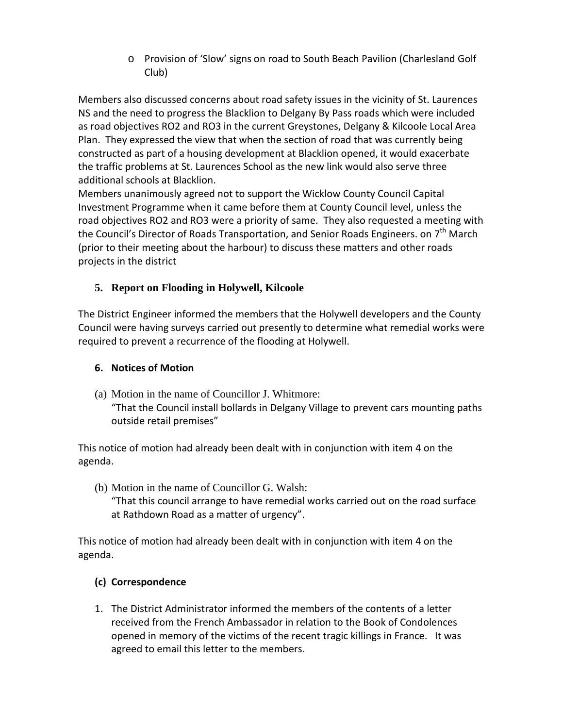- Provision of 'Slow' signs on road to South Beach Pavilion (Charlesland Golf Club)

Members also discussed concerns about road safety issues in the vicinity of St. Laurences NS and the need to progress the Blacklion to Delgany By Pass roads which were included as road objectives RO2 and RO3 in the current Greystones, Delgany & Kilcoole Local Area Plan. They expressed the view that when the section of road that was currently being constructed as part of a housing development at Blacklion opened, it would exacerbate the traffic problems at St. Laurences School as the new link would also serve three additional schools at Blacklion.
Members unanimously agreed not to support the Wicklow County Council Capital Investment Programme when it came before them at County Council level, unless the road objectives RO2 and RO3 were a priority of same. They also requested a meeting with the Council's Director of Roads Transportation, and Senior Roads Engineers. on 7th March (prior to their meeting about the harbour) to discuss these matters and other roads projects in the district

## 5. Report on Flooding in Holywell, Kilcoole

The District Engineer informed the members that the Holywell developers and the County Council were having surveys carried out presently to determine what remedial works were required to prevent a recurrence of the flooding at Holywell.

## 6. Notices of Motion

(a) Motion in the name of Councillor J. Whitmore:
"That the Council install bollards in Delgany Village to prevent cars mounting paths outside retail premises"

This notice of motion had already been dealt with in conjunction with item 4 on the agenda.

(b) Motion in the name of Councillor G. Walsh:
"That this council arrange to have remedial works carried out on the road surface at Rathdown Road as a matter of urgency".

This notice of motion had already been dealt with in conjunction with item 4 on the agenda.

### (c) Correspondence

1. The District Administrator informed the members of the contents of a letter received from the French Ambassador in relation to the Book of Condolences opened in memory of the victims of the recent tragic killings in France. It was agreed to email this letter to the members.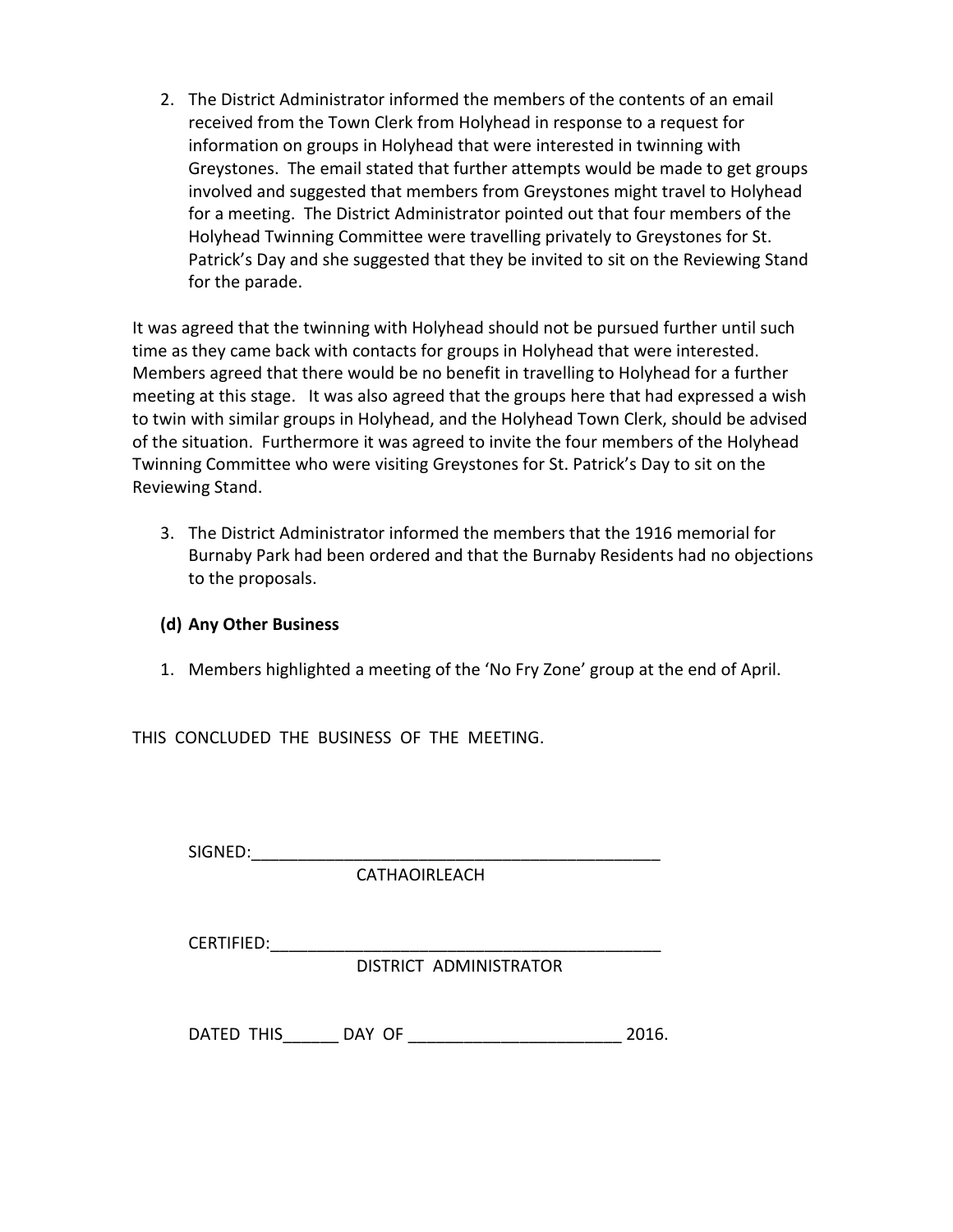2. The District Administrator informed the members of the contents of an email received from the Town Clerk from Holyhead in response to a request for information on groups in Holyhead that were interested in twinning with Greystones. The email stated that further attempts would be made to get groups involved and suggested that members from Greystones might travel to Holyhead for a meeting. The District Administrator pointed out that four members of the Holyhead Twinning Committee were travelling privately to Greystones for St. Patrick's Day and she suggested that they be invited to sit on the Reviewing Stand for the parade.

It was agreed that the twinning with Holyhead should not be pursued further until such time as they came back with contacts for groups in Holyhead that were interested. Members agreed that there would be no benefit in travelling to Holyhead for a further meeting at this stage. It was also agreed that the groups here that had expressed a wish to twin with similar groups in Holyhead, and the Holyhead Town Clerk, should be advised of the situation. Furthermore it was agreed to invite the four members of the Holyhead Twinning Committee who were visiting Greystones for St. Patrick's Day to sit on the Reviewing Stand.

3. The District Administrator informed the members that the 1916 memorial for Burnaby Park had been ordered and that the Burnaby Residents had no objections to the proposals.

**(d) Any Other Business**

1. Members highlighted a meeting of the 'No Fry Zone' group at the end of April.

THIS CONCLUDED THE BUSINESS OF THE MEETING.

SIGNED:_____________________________________________

CATHAOIRLEACH

CERTIFIED:__________________________________________

DISTRICT ADMINISTRATOR

DATED THIS______ DAY OF _______________________ 2016.